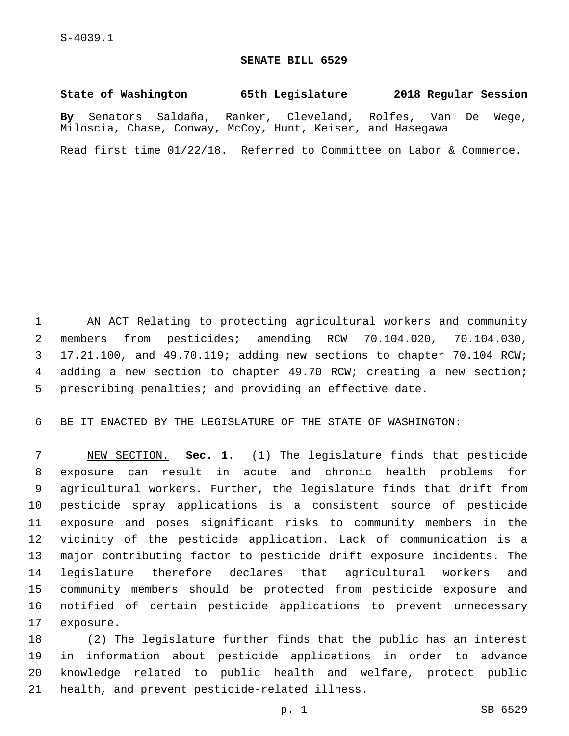S-4039.1

## SENATE BILL 6529

**State of Washington 65th Legislature 2018 Regular Session**

**By** Senators Saldaña, Ranker, Cleveland, Rolfes, Van De Wege, Miloscia, Chase, Conway, McCoy, Hunt, Keiser, and Hasegawa

Read first time 01/22/18. Referred to Committee on Labor & Commerce.

AN ACT Relating to protecting agricultural workers and community members from pesticides; amending RCW 70.104.020, 70.104.030, 17.21.100, and 49.70.119; adding new sections to chapter 70.104 RCW; adding a new section to chapter 49.70 RCW; creating a new section; prescribing penalties; and providing an effective date.

BE IT ENACTED BY THE LEGISLATURE OF THE STATE OF WASHINGTON:

NEW SECTION. **Sec. 1.** (1) The legislature finds that pesticide exposure can result in acute and chronic health problems for agricultural workers. Further, the legislature finds that drift from pesticide spray applications is a consistent source of pesticide exposure and poses significant risks to community members in the vicinity of the pesticide application. Lack of communication is a major contributing factor to pesticide drift exposure incidents. The legislature therefore declares that agricultural workers and community members should be protected from pesticide exposure and notified of certain pesticide applications to prevent unnecessary exposure.

(2) The legislature further finds that the public has an interest in information about pesticide applications in order to advance knowledge related to public health and welfare, protect public health, and prevent pesticide-related illness.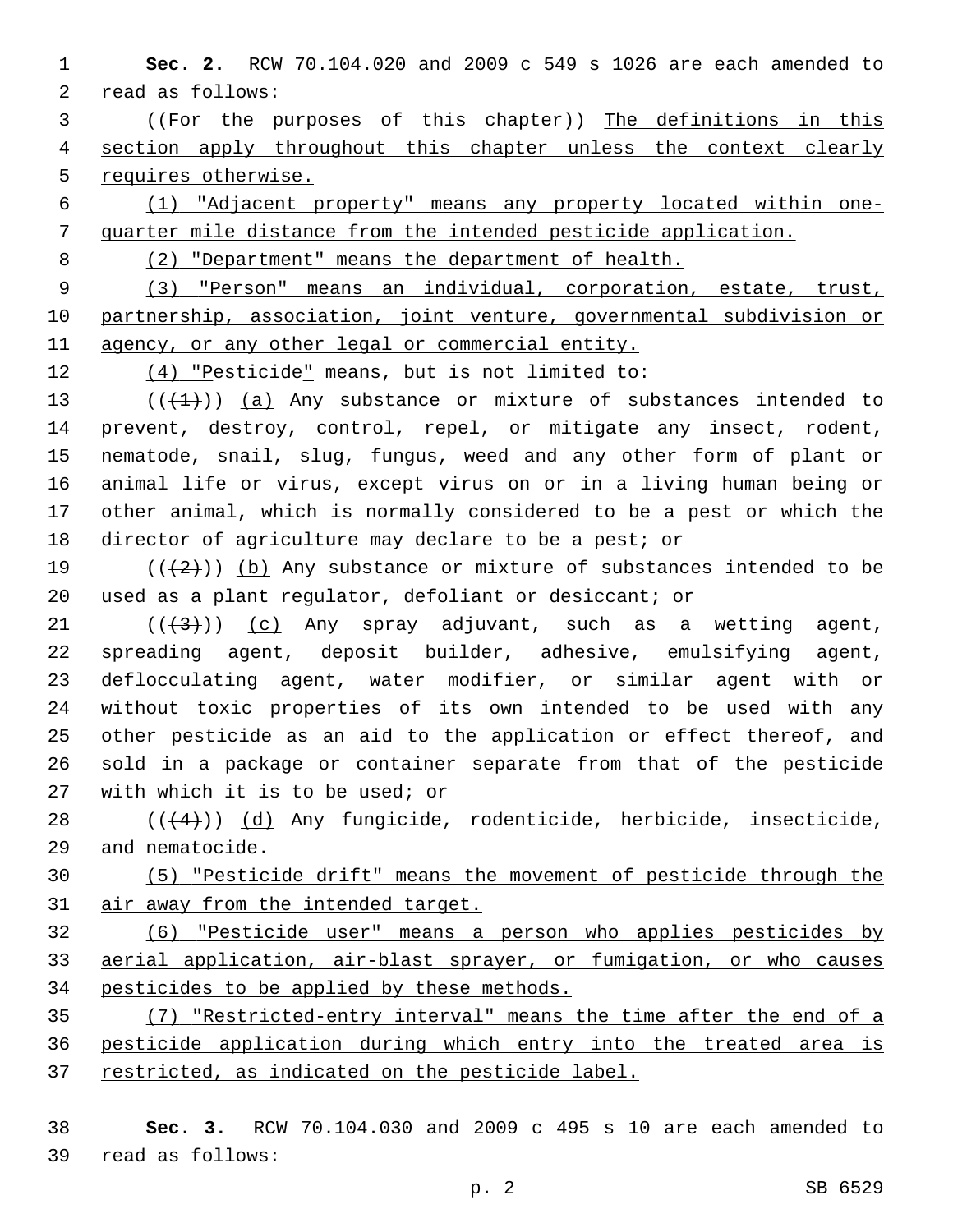**Sec. 2.** RCW 70.104.020 and 2009 c 549 s 1026 are each amended to read as follows:

((For the purposes of this chapter)) The definitions in this section apply throughout this chapter unless the context clearly requires otherwise.

(1) "Adjacent property" means any property located within one-quarter mile distance from the intended pesticide application.

(2) "Department" means the department of health.

(3) "Person" means an individual, corporation, estate, trust, partnership, association, joint venture, governmental subdivision or agency, or any other legal or commercial entity.

(4) "Pesticide" means, but is not limited to:

(((1))) (a) Any substance or mixture of substances intended to prevent, destroy, control, repel, or mitigate any insect, rodent, nematode, snail, slug, fungus, weed and any other form of plant or animal life or virus, except virus on or in a living human being or other animal, which is normally considered to be a pest or which the director of agriculture may declare to be a pest; or

(((2))) (b) Any substance or mixture of substances intended to be used as a plant regulator, defoliant or desiccant; or

(((3))) (c) Any spray adjuvant, such as a wetting agent, spreading agent, deposit builder, adhesive, emulsifying agent, deflocculating agent, water modifier, or similar agent with or without toxic properties of its own intended to be used with any other pesticide as an aid to the application or effect thereof, and sold in a package or container separate from that of the pesticide with which it is to be used; or

(((4))) (d) Any fungicide, rodenticide, herbicide, insecticide, and nematocide.

(5) "Pesticide drift" means the movement of pesticide through the air away from the intended target.

(6) "Pesticide user" means a person who applies pesticides by aerial application, air-blast sprayer, or fumigation, or who causes pesticides to be applied by these methods.

(7) "Restricted-entry interval" means the time after the end of a pesticide application during which entry into the treated area is restricted, as indicated on the pesticide label.

**Sec. 3.** RCW 70.104.030 and 2009 c 495 s 10 are each amended to read as follows: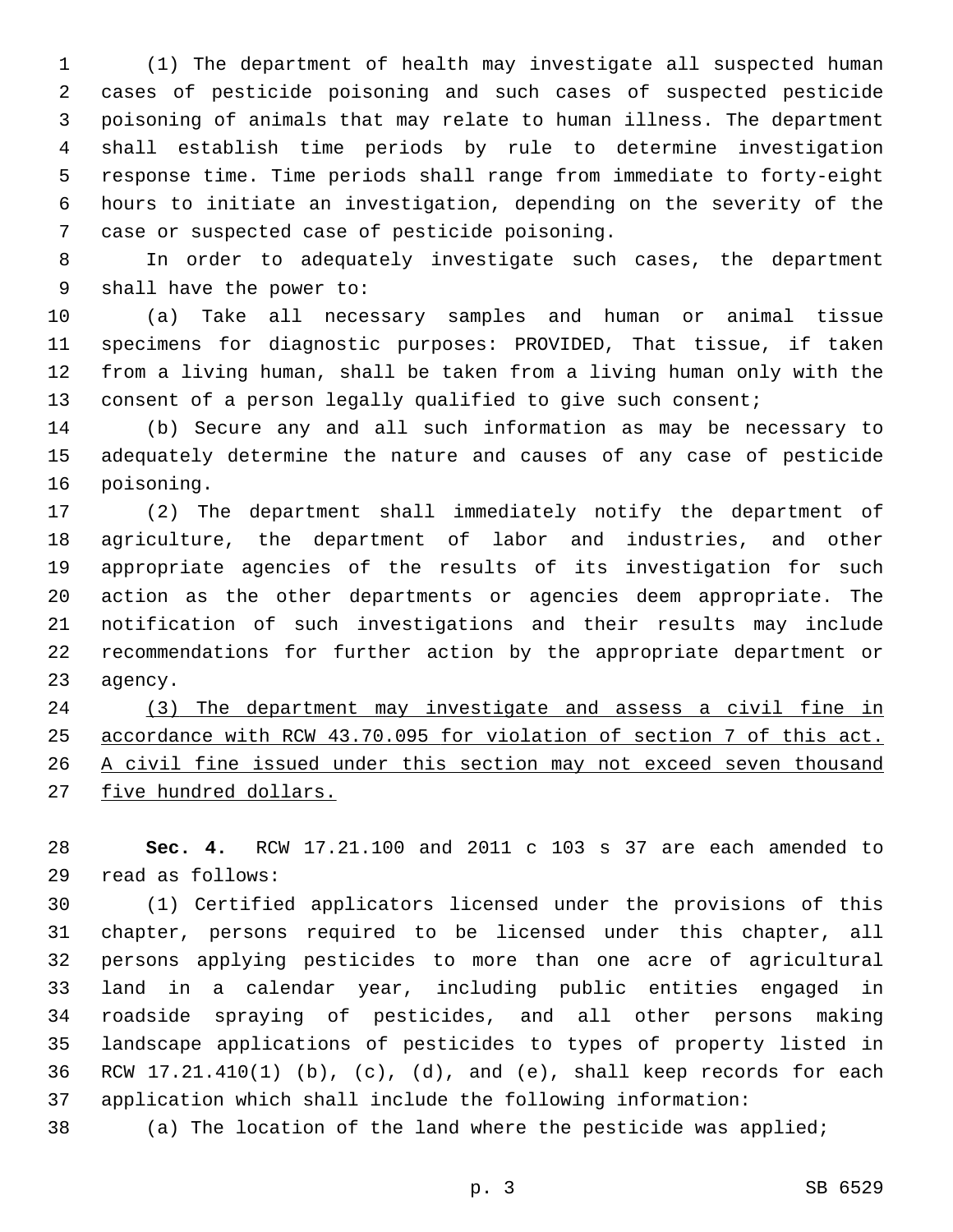(1) The department of health may investigate all suspected human cases of pesticide poisoning and such cases of suspected pesticide poisoning of animals that may relate to human illness. The department shall establish time periods by rule to determine investigation response time. Time periods shall range from immediate to forty-eight hours to initiate an investigation, depending on the severity of the case or suspected case of pesticide poisoning.

In order to adequately investigate such cases, the department shall have the power to:

(a) Take all necessary samples and human or animal tissue specimens for diagnostic purposes: PROVIDED, That tissue, if taken from a living human, shall be taken from a living human only with the consent of a person legally qualified to give such consent;

(b) Secure any and all such information as may be necessary to adequately determine the nature and causes of any case of pesticide poisoning.

(2) The department shall immediately notify the department of agriculture, the department of labor and industries, and other appropriate agencies of the results of its investigation for such action as the other departments or agencies deem appropriate. The notification of such investigations and their results may include recommendations for further action by the appropriate department or agency.

<u>(3) The department may investigate and assess a civil fine in accordance with RCW 43.70.095 for violation of section 7 of this act. A civil fine issued under this section may not exceed seven thousand five hundred dollars.</u>

**Sec. 4.** RCW 17.21.100 and 2011 c 103 s 37 are each amended to read as follows:

(1) Certified applicators licensed under the provisions of this chapter, persons required to be licensed under this chapter, all persons applying pesticides to more than one acre of agricultural land in a calendar year, including public entities engaged in roadside spraying of pesticides, and all other persons making landscape applications of pesticides to types of property listed in RCW 17.21.410(1) (b), (c), (d), and (e), shall keep records for each application which shall include the following information:

(a) The location of the land where the pesticide was applied;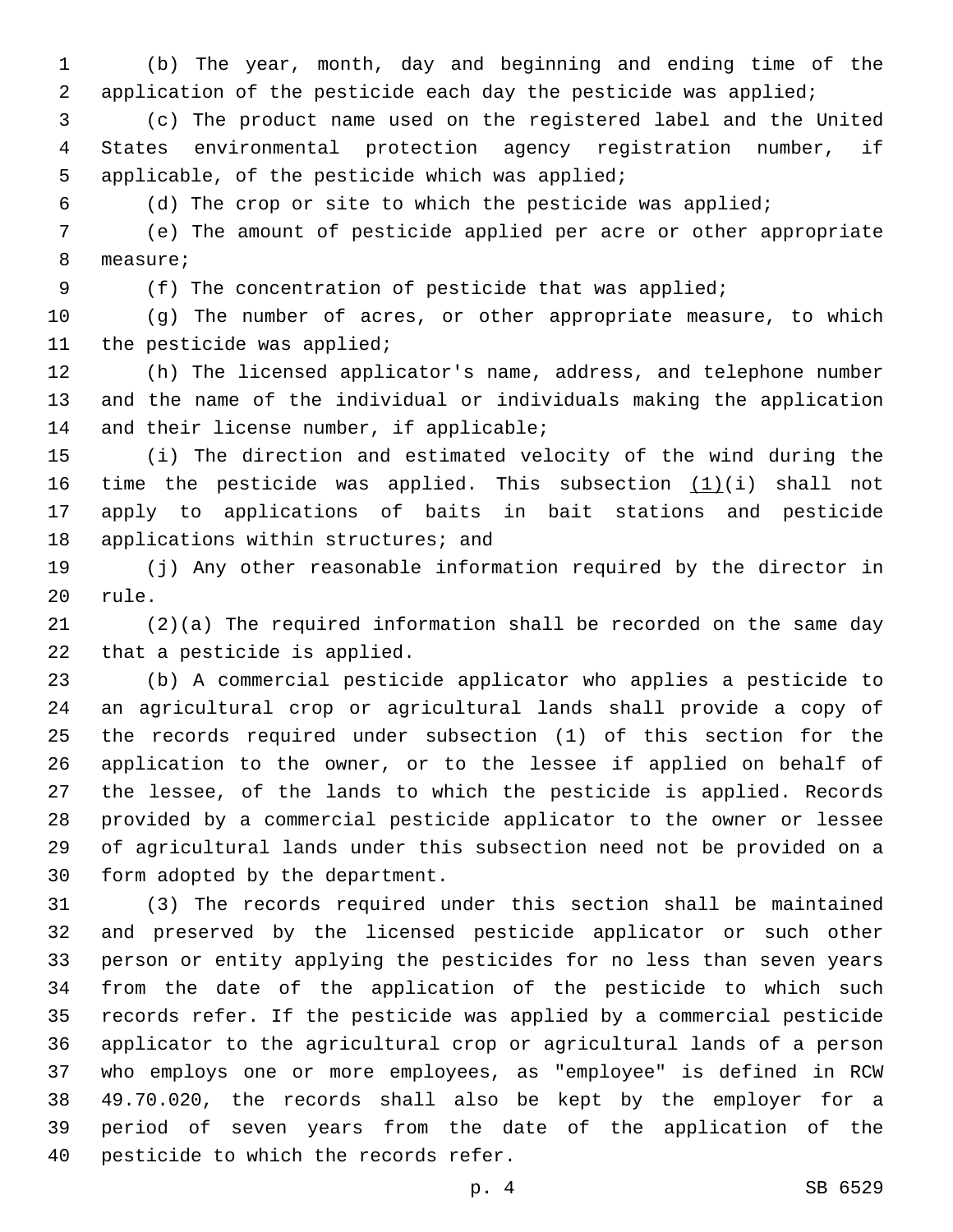(b) The year, month, day and beginning and ending time of the application of the pesticide each day the pesticide was applied;

(c) The product name used on the registered label and the United States environmental protection agency registration number, if applicable, of the pesticide which was applied;

(d) The crop or site to which the pesticide was applied;

(e) The amount of pesticide applied per acre or other appropriate measure;

(f) The concentration of pesticide that was applied;

(g) The number of acres, or other appropriate measure, to which the pesticide was applied;

(h) The licensed applicator's name, address, and telephone number and the name of the individual or individuals making the application and their license number, if applicable;

(i) The direction and estimated velocity of the wind during the time the pesticide was applied. This subsection <u>(1)</u>(i) shall not apply to applications of baits in bait stations and pesticide applications within structures; and

(j) Any other reasonable information required by the director in rule.

(2)(a) The required information shall be recorded on the same day that a pesticide is applied.

(b) A commercial pesticide applicator who applies a pesticide to an agricultural crop or agricultural lands shall provide a copy of the records required under subsection (1) of this section for the application to the owner, or to the lessee if applied on behalf of the lessee, of the lands to which the pesticide is applied. Records provided by a commercial pesticide applicator to the owner or lessee of agricultural lands under this subsection need not be provided on a form adopted by the department.

(3) The records required under this section shall be maintained and preserved by the licensed pesticide applicator or such other person or entity applying the pesticides for no less than seven years from the date of the application of the pesticide to which such records refer. If the pesticide was applied by a commercial pesticide applicator to the agricultural crop or agricultural lands of a person who employs one or more employees, as "employee" is defined in RCW 49.70.020, the records shall also be kept by the employer for a period of seven years from the date of the application of the pesticide to which the records refer.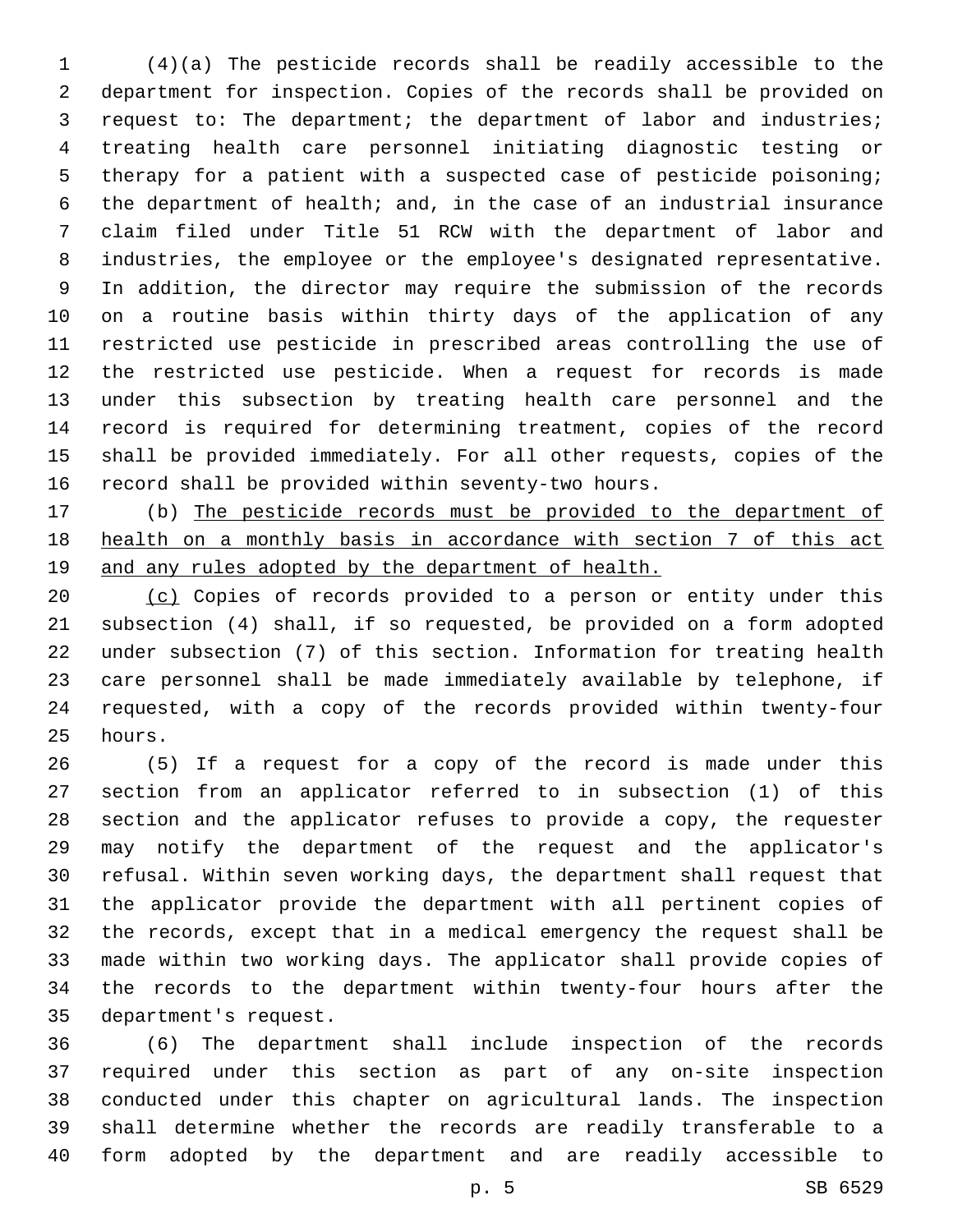(4)(a) The pesticide records shall be readily accessible to the department for inspection. Copies of the records shall be provided on request to: The department; the department of labor and industries; treating health care personnel initiating diagnostic testing or therapy for a patient with a suspected case of pesticide poisoning; the department of health; and, in the case of an industrial insurance claim filed under Title 51 RCW with the department of labor and industries, the employee or the employee's designated representative. In addition, the director may require the submission of the records on a routine basis within thirty days of the application of any restricted use pesticide in prescribed areas controlling the use of the restricted use pesticide. When a request for records is made under this subsection by treating health care personnel and the record is required for determining treatment, copies of the record shall be provided immediately. For all other requests, copies of the record shall be provided within seventy-two hours.

(b) <u>The pesticide records must be provided to the department of health on a monthly basis in accordance with section 7 of this act and any rules adopted by the department of health.</u>

<u>(c)</u> Copies of records provided to a person or entity under this subsection (4) shall, if so requested, be provided on a form adopted under subsection (7) of this section. Information for treating health care personnel shall be made immediately available by telephone, if requested, with a copy of the records provided within twenty-four hours.

(5) If a request for a copy of the record is made under this section from an applicator referred to in subsection (1) of this section and the applicator refuses to provide a copy, the requester may notify the department of the request and the applicator's refusal. Within seven working days, the department shall request that the applicator provide the department with all pertinent copies of the records, except that in a medical emergency the request shall be made within two working days. The applicator shall provide copies of the records to the department within twenty-four hours after the department's request.

(6) The department shall include inspection of the records required under this section as part of any on-site inspection conducted under this chapter on agricultural lands. The inspection shall determine whether the records are readily transferable to a form adopted by the department and are readily accessible to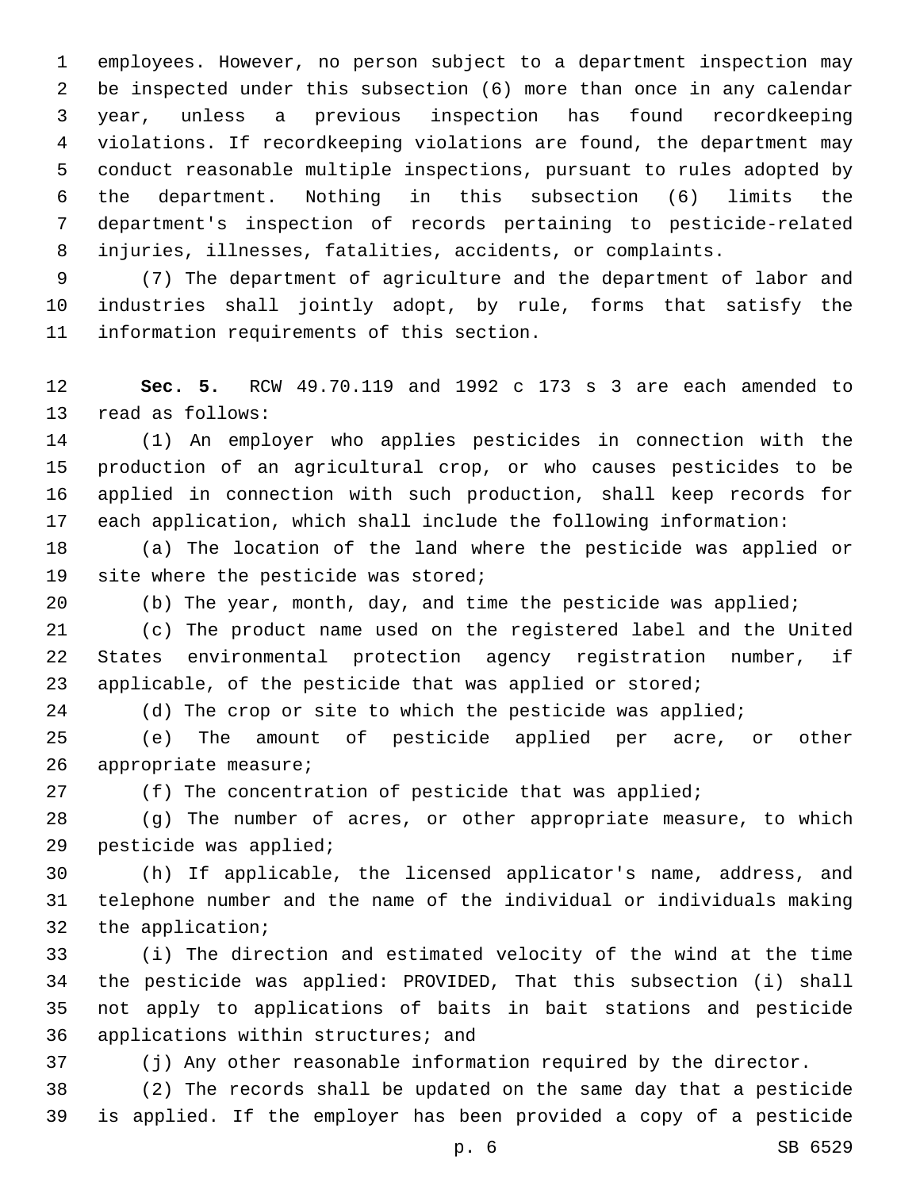employees. However, no person subject to a department inspection may be inspected under this subsection (6) more than once in any calendar year, unless a previous inspection has found recordkeeping violations. If recordkeeping violations are found, the department may conduct reasonable multiple inspections, pursuant to rules adopted by the department. Nothing in this subsection (6) limits the department's inspection of records pertaining to pesticide-related injuries, illnesses, fatalities, accidents, or complaints.

(7) The department of agriculture and the department of labor and industries shall jointly adopt, by rule, forms that satisfy the information requirements of this section.

**Sec. 5.** RCW 49.70.119 and 1992 c 173 s 3 are each amended to read as follows:

(1) An employer who applies pesticides in connection with the production of an agricultural crop, or who causes pesticides to be applied in connection with such production, shall keep records for each application, which shall include the following information:

(a) The location of the land where the pesticide was applied or site where the pesticide was stored;

(b) The year, month, day, and time the pesticide was applied;

(c) The product name used on the registered label and the United States environmental protection agency registration number, if applicable, of the pesticide that was applied or stored;

(d) The crop or site to which the pesticide was applied;

(e) The amount of pesticide applied per acre, or other appropriate measure;

(f) The concentration of pesticide that was applied;

(g) The number of acres, or other appropriate measure, to which pesticide was applied;

(h) If applicable, the licensed applicator's name, address, and telephone number and the name of the individual or individuals making the application;

(i) The direction and estimated velocity of the wind at the time the pesticide was applied: PROVIDED, That this subsection (i) shall not apply to applications of baits in bait stations and pesticide applications within structures; and

(j) Any other reasonable information required by the director.

(2) The records shall be updated on the same day that a pesticide is applied. If the employer has been provided a copy of a pesticide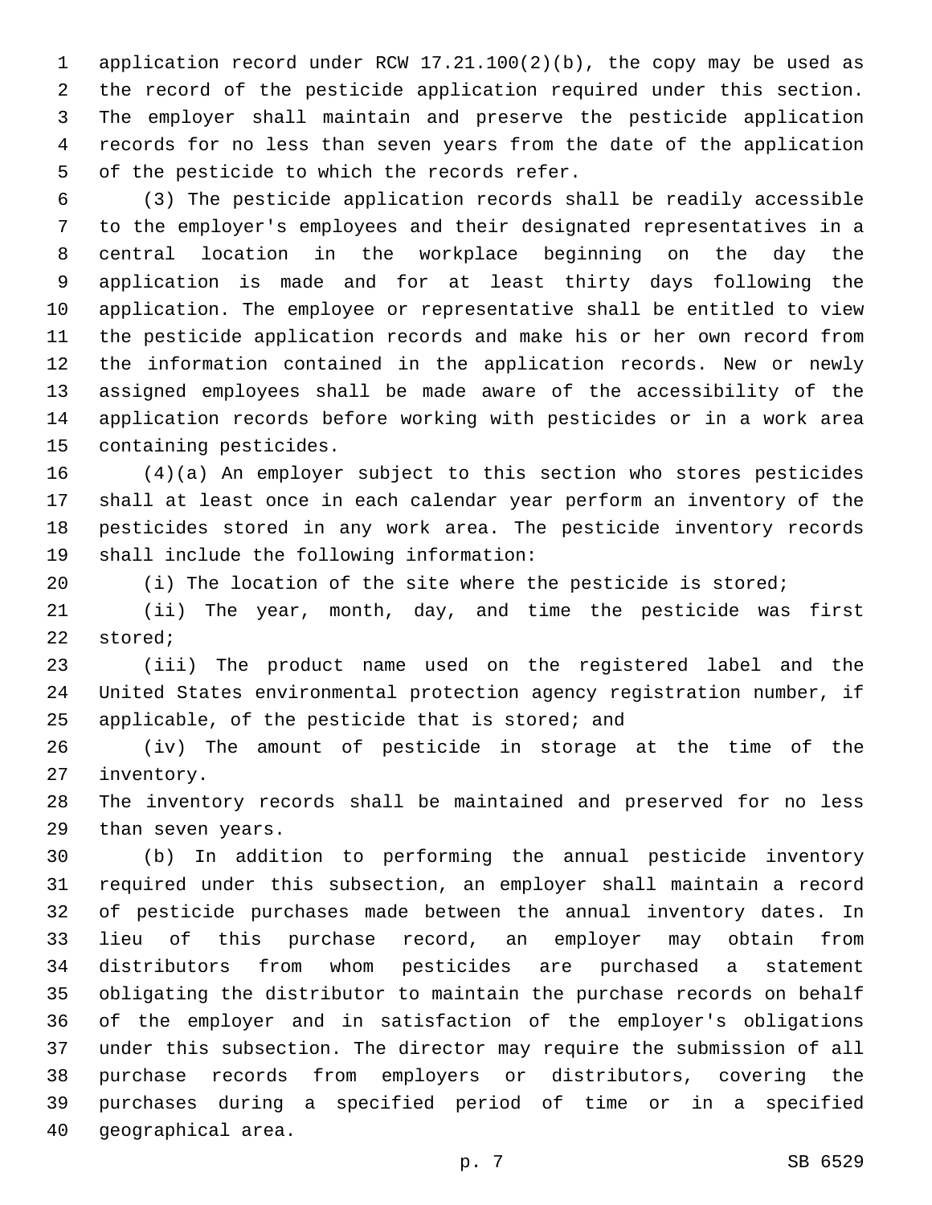application record under RCW 17.21.100(2)(b), the copy may be used as the record of the pesticide application required under this section. The employer shall maintain and preserve the pesticide application records for no less than seven years from the date of the application of the pesticide to which the records refer.

(3) The pesticide application records shall be readily accessible to the employer's employees and their designated representatives in a central location in the workplace beginning on the day the application is made and for at least thirty days following the application. The employee or representative shall be entitled to view the pesticide application records and make his or her own record from the information contained in the application records. New or newly assigned employees shall be made aware of the accessibility of the application records before working with pesticides or in a work area containing pesticides.

(4)(a) An employer subject to this section who stores pesticides shall at least once in each calendar year perform an inventory of the pesticides stored in any work area. The pesticide inventory records shall include the following information:

(i) The location of the site where the pesticide is stored;

(ii) The year, month, day, and time the pesticide was first stored;

(iii) The product name used on the registered label and the United States environmental protection agency registration number, if applicable, of the pesticide that is stored; and

(iv) The amount of pesticide in storage at the time of the inventory.

The inventory records shall be maintained and preserved for no less than seven years.

(b) In addition to performing the annual pesticide inventory required under this subsection, an employer shall maintain a record of pesticide purchases made between the annual inventory dates. In lieu of this purchase record, an employer may obtain from distributors from whom pesticides are purchased a statement obligating the distributor to maintain the purchase records on behalf of the employer and in satisfaction of the employer's obligations under this subsection. The director may require the submission of all purchase records from employers or distributors, covering the purchases during a specified period of time or in a specified geographical area.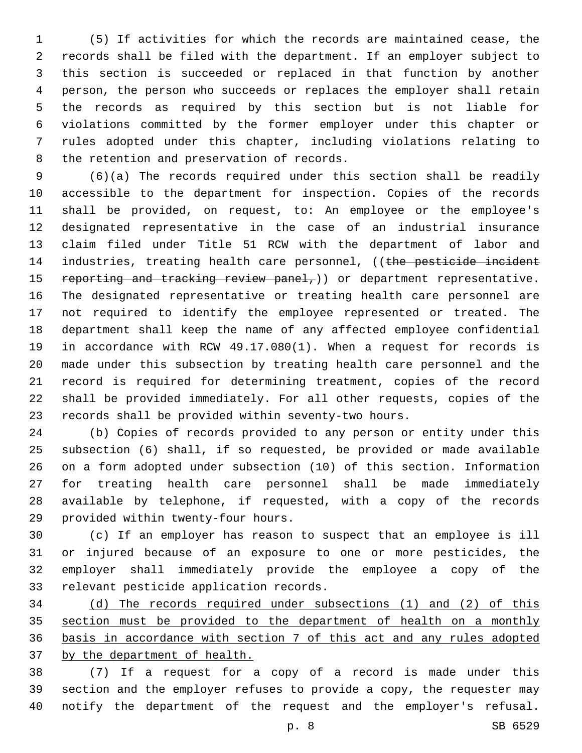(5) If activities for which the records are maintained cease, the records shall be filed with the department. If an employer subject to this section is succeeded or replaced in that function by another person, the person who succeeds or replaces the employer shall retain the records as required by this section but is not liable for violations committed by the former employer under this chapter or rules adopted under this chapter, including violations relating to the retention and preservation of records.

(6)(a) The records required under this section shall be readily accessible to the department for inspection. Copies of the records shall be provided, on request, to: An employee or the employee's designated representative in the case of an industrial insurance claim filed under Title 51 RCW with the department of labor and industries, treating health care personnel, ((~~the pesticide incident reporting and tracking review panel,~~)) or department representative. The designated representative or treating health care personnel are not required to identify the employee represented or treated. The department shall keep the name of any affected employee confidential in accordance with RCW 49.17.080(1). When a request for records is made under this subsection by treating health care personnel and the record is required for determining treatment, copies of the record shall be provided immediately. For all other requests, copies of the records shall be provided within seventy-two hours.

(b) Copies of records provided to any person or entity under this subsection (6) shall, if so requested, be provided or made available on a form adopted under subsection (10) of this section. Information for treating health care personnel shall be made immediately available by telephone, if requested, with a copy of the records provided within twenty-four hours.

(c) If an employer has reason to suspect that an employee is ill or injured because of an exposure to one or more pesticides, the employer shall immediately provide the employee a copy of the relevant pesticide application records.

<u>(d) The records required under subsections (1) and (2) of this section must be provided to the department of health on a monthly basis in accordance with section 7 of this act and any rules adopted by the department of health.</u>

(7) If a request for a copy of a record is made under this section and the employer refuses to provide a copy, the requester may notify the department of the request and the employer's refusal.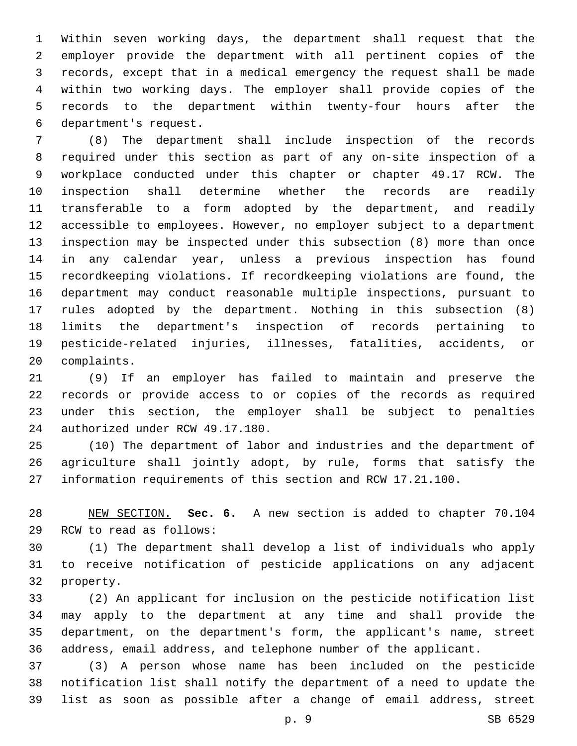Within seven working days, the department shall request that the employer provide the department with all pertinent copies of the records, except that in a medical emergency the request shall be made within two working days. The employer shall provide copies of the records to the department within twenty-four hours after the department's request.

(8) The department shall include inspection of the records required under this section as part of any on-site inspection of a workplace conducted under this chapter or chapter 49.17 RCW. The inspection shall determine whether the records are readily transferable to a form adopted by the department, and readily accessible to employees. However, no employer subject to a department inspection may be inspected under this subsection (8) more than once in any calendar year, unless a previous inspection has found recordkeeping violations. If recordkeeping violations are found, the department may conduct reasonable multiple inspections, pursuant to rules adopted by the department. Nothing in this subsection (8) limits the department's inspection of records pertaining to pesticide-related injuries, illnesses, fatalities, accidents, or complaints.

(9) If an employer has failed to maintain and preserve the records or provide access to or copies of the records as required under this section, the employer shall be subject to penalties authorized under RCW 49.17.180.

(10) The department of labor and industries and the department of agriculture shall jointly adopt, by rule, forms that satisfy the information requirements of this section and RCW 17.21.100.

NEW SECTION. **Sec. 6.** A new section is added to chapter 70.104 RCW to read as follows:

(1) The department shall develop a list of individuals who apply to receive notification of pesticide applications on any adjacent property.

(2) An applicant for inclusion on the pesticide notification list may apply to the department at any time and shall provide the department, on the department's form, the applicant's name, street address, email address, and telephone number of the applicant.

(3) A person whose name has been included on the pesticide notification list shall notify the department of a need to update the list as soon as possible after a change of email address, street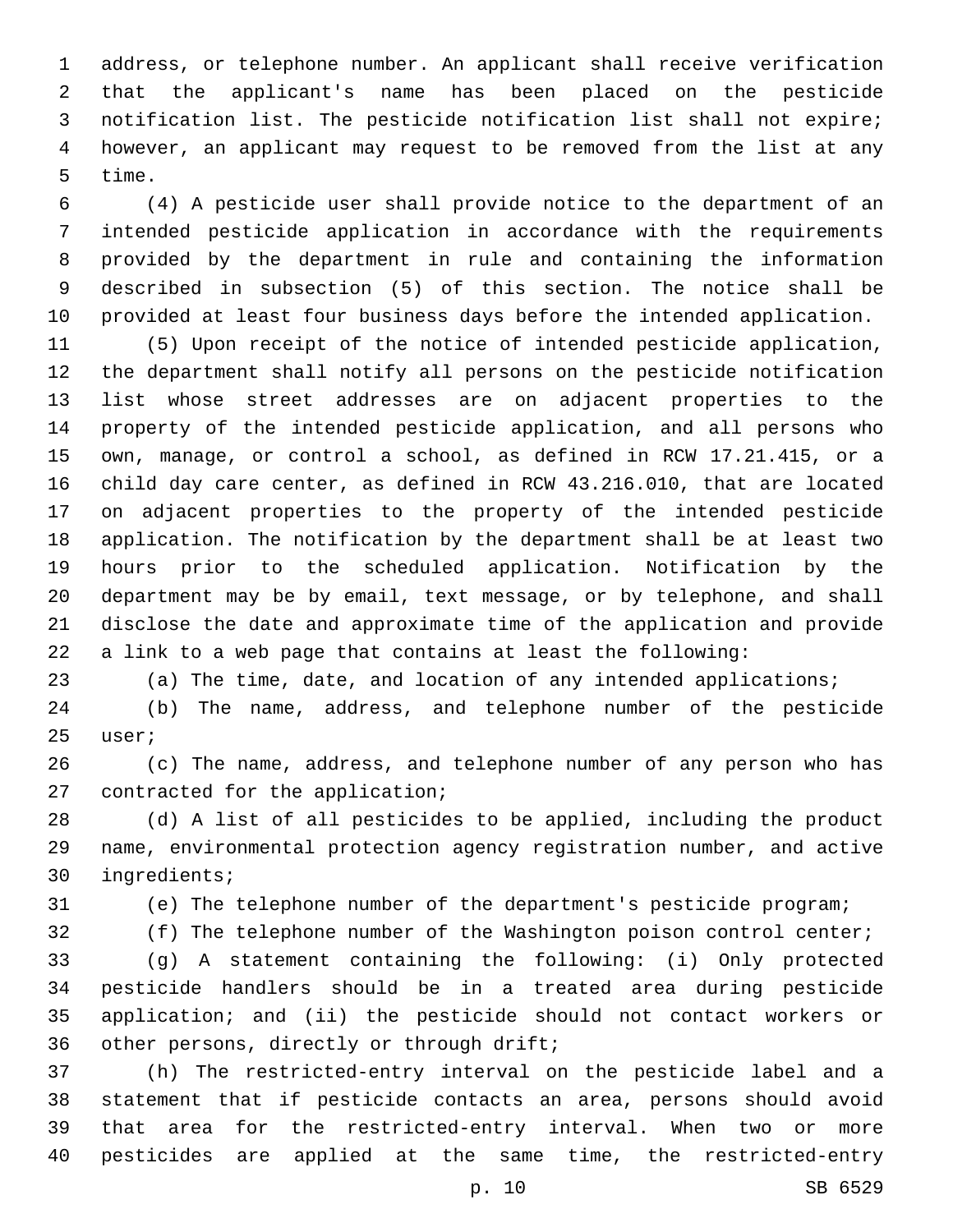address, or telephone number. An applicant shall receive verification that the applicant's name has been placed on the pesticide notification list. The pesticide notification list shall not expire; however, an applicant may request to be removed from the list at any time.

(4) A pesticide user shall provide notice to the department of an intended pesticide application in accordance with the requirements provided by the department in rule and containing the information described in subsection (5) of this section. The notice shall be provided at least four business days before the intended application.

(5) Upon receipt of the notice of intended pesticide application, the department shall notify all persons on the pesticide notification list whose street addresses are on adjacent properties to the property of the intended pesticide application, and all persons who own, manage, or control a school, as defined in RCW 17.21.415, or a child day care center, as defined in RCW 43.216.010, that are located on adjacent properties to the property of the intended pesticide application. The notification by the department shall be at least two hours prior to the scheduled application. Notification by the department may be by email, text message, or by telephone, and shall disclose the date and approximate time of the application and provide a link to a web page that contains at least the following:

(a) The time, date, and location of any intended applications;

(b) The name, address, and telephone number of the pesticide user;

(c) The name, address, and telephone number of any person who has contracted for the application;

(d) A list of all pesticides to be applied, including the product name, environmental protection agency registration number, and active ingredients;

(e) The telephone number of the department's pesticide program;

(f) The telephone number of the Washington poison control center;

(g) A statement containing the following: (i) Only protected pesticide handlers should be in a treated area during pesticide application; and (ii) the pesticide should not contact workers or other persons, directly or through drift;

(h) The restricted-entry interval on the pesticide label and a statement that if pesticide contacts an area, persons should avoid that area for the restricted-entry interval. When two or more pesticides are applied at the same time, the restricted-entry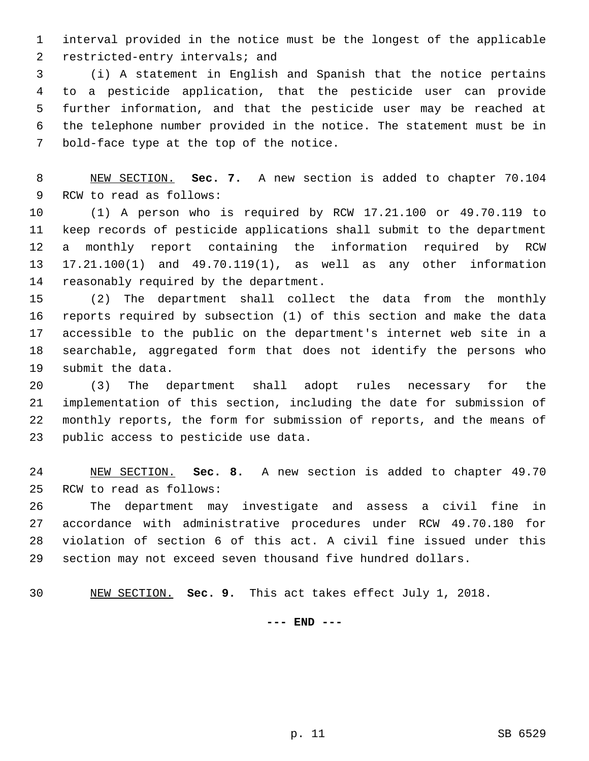interval provided in the notice must be the longest of the applicable restricted-entry intervals; and

(i) A statement in English and Spanish that the notice pertains to a pesticide application, that the pesticide user can provide further information, and that the pesticide user may be reached at the telephone number provided in the notice. The statement must be in bold-face type at the top of the notice.

NEW SECTION. **Sec. 7.** A new section is added to chapter 70.104 RCW to read as follows:

(1) A person who is required by RCW 17.21.100 or 49.70.119 to keep records of pesticide applications shall submit to the department a monthly report containing the information required by RCW 17.21.100(1) and 49.70.119(1), as well as any other information reasonably required by the department.

(2) The department shall collect the data from the monthly reports required by subsection (1) of this section and make the data accessible to the public on the department's internet web site in a searchable, aggregated form that does not identify the persons who submit the data.

(3) The department shall adopt rules necessary for the implementation of this section, including the date for submission of monthly reports, the form for submission of reports, and the means of public access to pesticide use data.

NEW SECTION. **Sec. 8.** A new section is added to chapter 49.70 RCW to read as follows:

The department may investigate and assess a civil fine in accordance with administrative procedures under RCW 49.70.180 for violation of section 6 of this act. A civil fine issued under this section may not exceed seven thousand five hundred dollars.

NEW SECTION. **Sec. 9.** This act takes effect July 1, 2018.

**--- END ---**